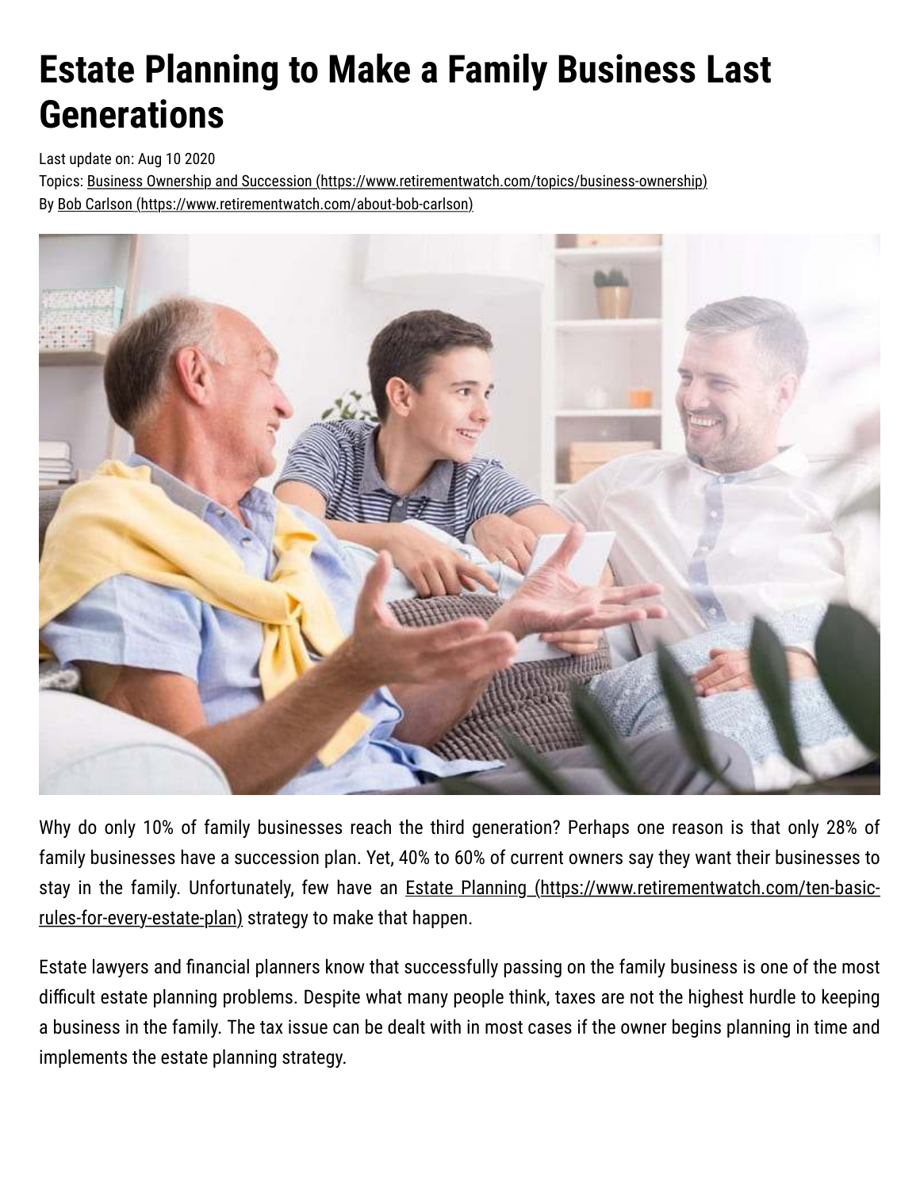# Estate Planning to Make a Family Business Last Generations

Last update on: Aug 10 2020

Topics: [Business Ownership and Succession (https://www.retirementwatch.com/topics/business-ownership)](https://www.retirementwatch.com/topics/business-ownership)

By [Bob Carlson (https://www.retirementwatch.com/about-bob-carlson)](https://www.retirementwatch.com/about-bob-carlson)

Why do only 10% of family businesses reach the third generation? Perhaps one reason is that only 28% of family businesses have a succession plan. Yet, 40% to 60% of current owners say they want their businesses to stay in the family. Unfortunately, few have an [Estate Planning (https://www.retirementwatch.com/ten-basic-rules-for-every-estate-plan)](https://www.retirementwatch.com/ten-basic-rules-for-every-estate-plan) strategy to make that happen.

Estate lawyers and financial planners know that successfully passing on the family business is one of the most difficult estate planning problems. Despite what many people think, taxes are not the highest hurdle to keeping a business in the family. The tax issue can be dealt with in most cases if the owner begins planning in time and implements the estate planning strategy.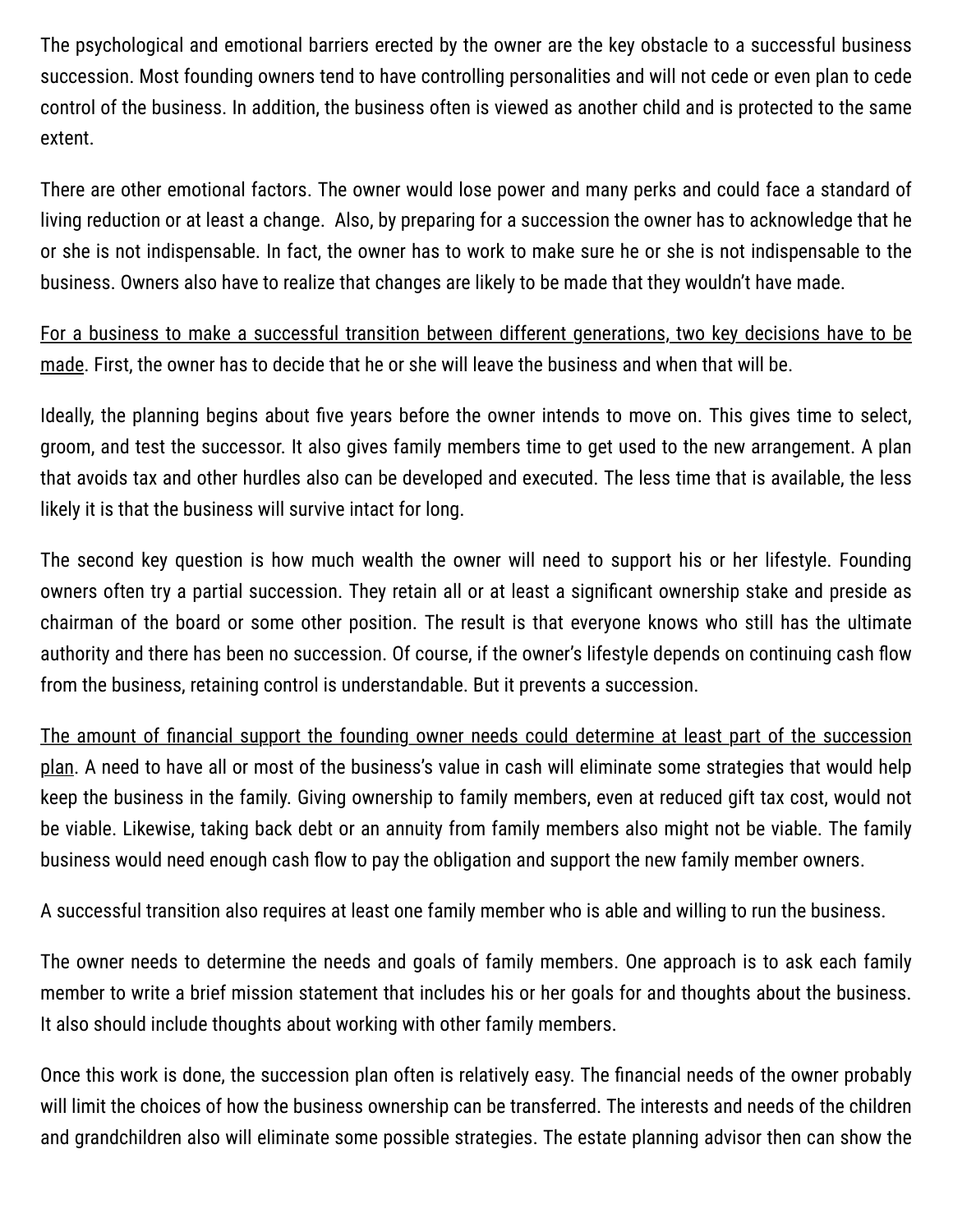The psychological and emotional barriers erected by the owner are the key obstacle to a successful business succession. Most founding owners tend to have controlling personalities and will not cede or even plan to cede control of the business. In addition, the business often is viewed as another child and is protected to the same extent.

There are other emotional factors. The owner would lose power and many perks and could face a standard of living reduction or at least a change. Also, by preparing for a succession the owner has to acknowledge that he or she is not indispensable. In fact, the owner has to work to make sure he or she is not indispensable to the business. Owners also have to realize that changes are likely to be made that they wouldn't have made.

<u>For a business to make a successful transition between different generations, two key decisions have to be made</u>. First, the owner has to decide that he or she will leave the business and when that will be.

Ideally, the planning begins about five years before the owner intends to move on. This gives time to select, groom, and test the successor. It also gives family members time to get used to the new arrangement. A plan that avoids tax and other hurdles also can be developed and executed. The less time that is available, the less likely it is that the business will survive intact for long.

The second key question is how much wealth the owner will need to support his or her lifestyle. Founding owners often try a partial succession. They retain all or at least a significant ownership stake and preside as chairman of the board or some other position. The result is that everyone knows who still has the ultimate authority and there has been no succession. Of course, if the owner's lifestyle depends on continuing cash flow from the business, retaining control is understandable. But it prevents a succession.

<u>The amount of financial support the founding owner needs could determine at least part of the succession plan</u>. A need to have all or most of the business's value in cash will eliminate some strategies that would help keep the business in the family. Giving ownership to family members, even at reduced gift tax cost, would not be viable. Likewise, taking back debt or an annuity from family members also might not be viable. The family business would need enough cash flow to pay the obligation and support the new family member owners.

A successful transition also requires at least one family member who is able and willing to run the business.

The owner needs to determine the needs and goals of family members. One approach is to ask each family member to write a brief mission statement that includes his or her goals for and thoughts about the business. It also should include thoughts about working with other family members.

Once this work is done, the succession plan often is relatively easy. The financial needs of the owner probably will limit the choices of how the business ownership can be transferred. The interests and needs of the children and grandchildren also will eliminate some possible strategies. The estate planning advisor then can show the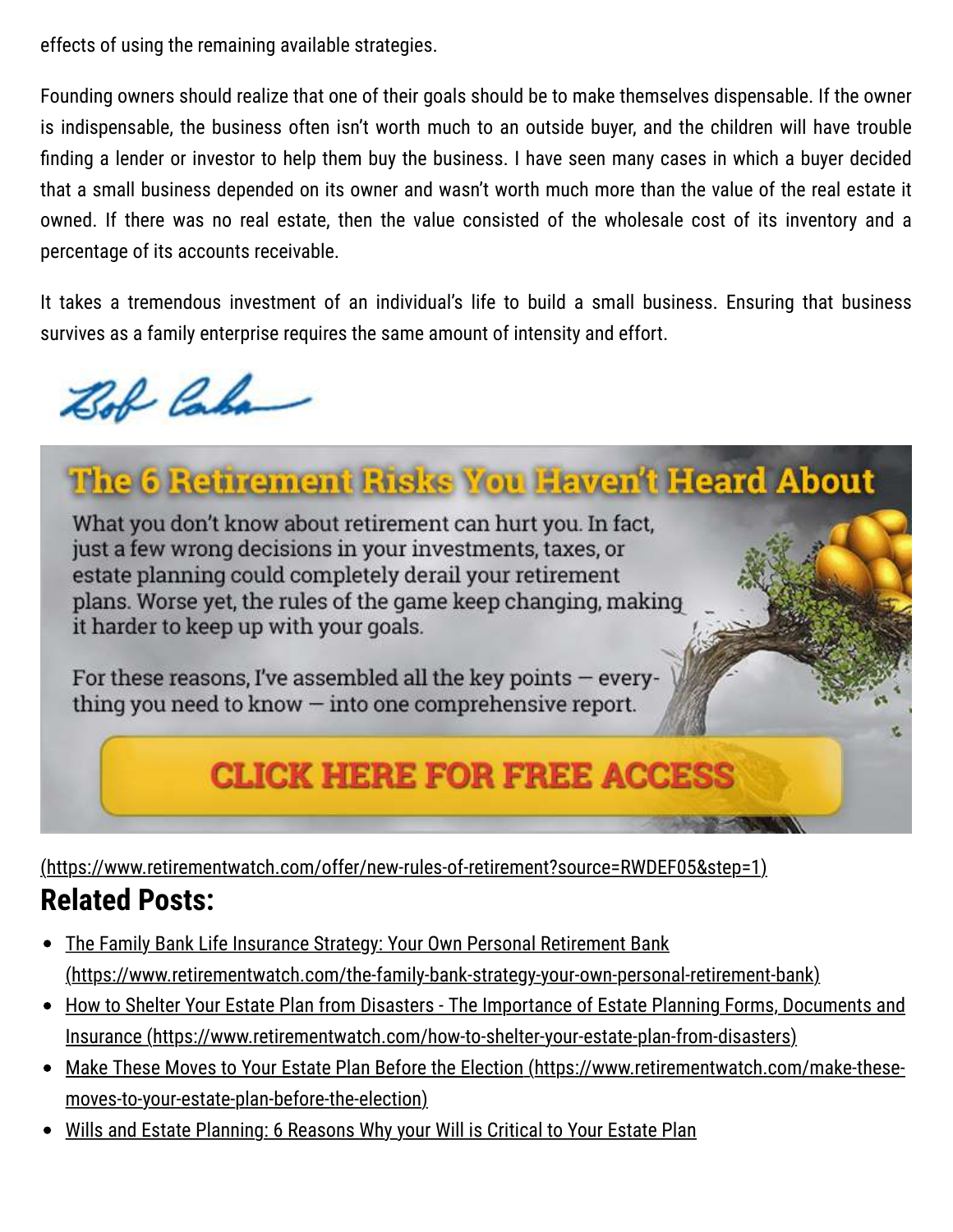effects of using the remaining available strategies.

Founding owners should realize that one of their goals should be to make themselves dispensable. If the owner is indispensable, the business often isn't worth much to an outside buyer, and the children will have trouble finding a lender or investor to help them buy the business. I have seen many cases in which a buyer decided that a small business depended on its owner and wasn't worth much more than the value of the real estate it owned. If there was no real estate, then the value consisted of the wholesale cost of its inventory and a percentage of its accounts receivable.

It takes a tremendous investment of an individual's life to build a small business. Ensuring that business survives as a family enterprise requires the same amount of intensity and effort.

Bob Carlson

## The 6 Retirement Risks You Haven't Heard About

What you don't know about retirement can hurt you. In fact, just a few wrong decisions in your investments, taxes, or estate planning could completely derail your retirement plans. Worse yet, the rules of the game keep changing, making it harder to keep up with your goals.

For these reasons, I've assembled all the key points — everything you need to know — into one comprehensive report.

CLICK HERE FOR FREE ACCESS

(https://www.retirementwatch.com/offer/new-rules-of-retirement?source=RWDEF05&step=1)

## Related Posts:

- The Family Bank Life Insurance Strategy: Your Own Personal Retirement Bank (https://www.retirementwatch.com/the-family-bank-strategy-your-own-personal-retirement-bank)
- How to Shelter Your Estate Plan from Disasters - The Importance of Estate Planning Forms, Documents and Insurance (https://www.retirementwatch.com/how-to-shelter-your-estate-plan-from-disasters)
- Make These Moves to Your Estate Plan Before the Election (https://www.retirementwatch.com/make-these-moves-to-your-estate-plan-before-the-election)
- Wills and Estate Planning: 6 Reasons Why your Will is Critical to Your Estate Plan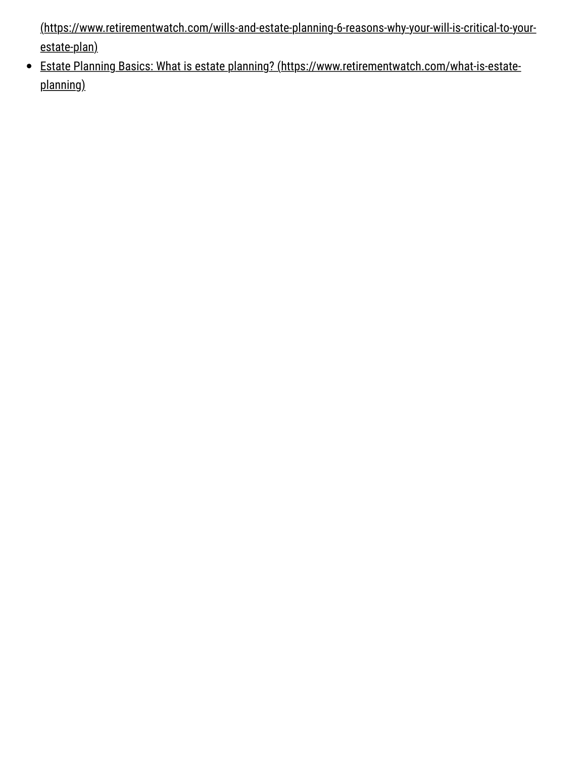(https://www.retirementwatch.com/wills-and-estate-planning-6-reasons-why-your-will-is-critical-to-your-estate-plan)

- Estate Planning Basics: What is estate planning? (https://www.retirementwatch.com/what-is-estate-planning)